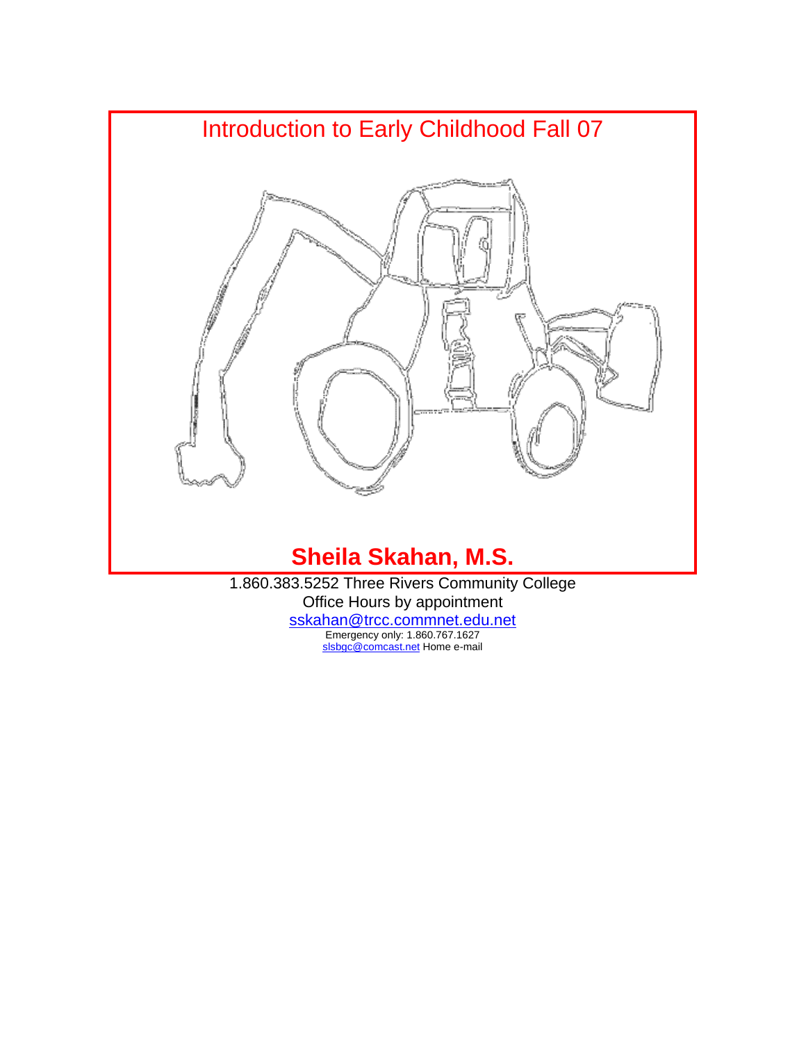# Introduction to Early Childhood Fall 07

**Sheila Skahan, M.S.**

1.860.383.5252 Three Rivers Community College

Office Hours by appointment

sskahan@trcc.commnet.edu.net

Emergency only: 1.860.767.1627

slsbqc@comcast.net Home e-mail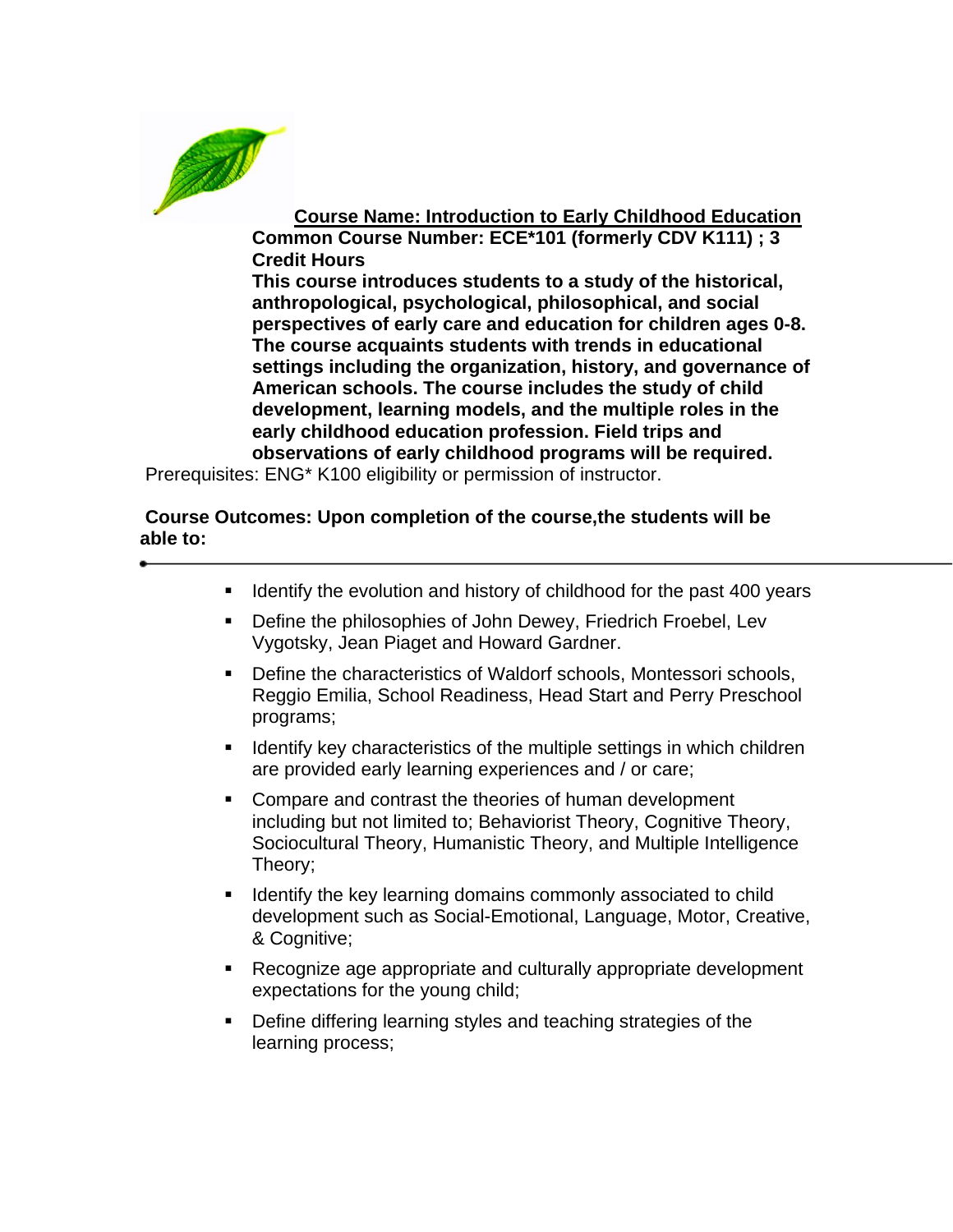**<u>Course Name: Introduction to Early Childhood Education</u>**

**Common Course Number: ECE*101 (formerly CDV K111) ; 3 Credit Hours**

**This course introduces students to a study of the historical, anthropological, psychological, philosophical, and social perspectives of early care and education for children ages 0-8. The course acquaints students with trends in educational settings including the organization, history, and governance of American schools. The course includes the study of child development, learning models, and the multiple roles in the early childhood education profession. Field trips and observations of early childhood programs will be required.**

Prerequisites: ENG* K100 eligibility or permission of instructor.

**Course Outcomes: Upon completion of the course,the students will be able to:**

---

- Identify the evolution and history of childhood for the past 400 years
- Define the philosophies of John Dewey, Friedrich Froebel, Lev Vygotsky, Jean Piaget and Howard Gardner.
- Define the characteristics of Waldorf schools, Montessori schools, Reggio Emilia, School Readiness, Head Start and Perry Preschool programs;
- Identify key characteristics of the multiple settings in which children are provided early learning experiences and / or care;
- Compare and contrast the theories of human development including but not limited to; Behaviorist Theory, Cognitive Theory, Sociocultural Theory, Humanistic Theory, and Multiple Intelligence Theory;
- Identify the key learning domains commonly associated to child development such as Social-Emotional, Language, Motor, Creative, & Cognitive;
- Recognize age appropriate and culturally appropriate development expectations for the young child;
- Define differing learning styles and teaching strategies of the learning process;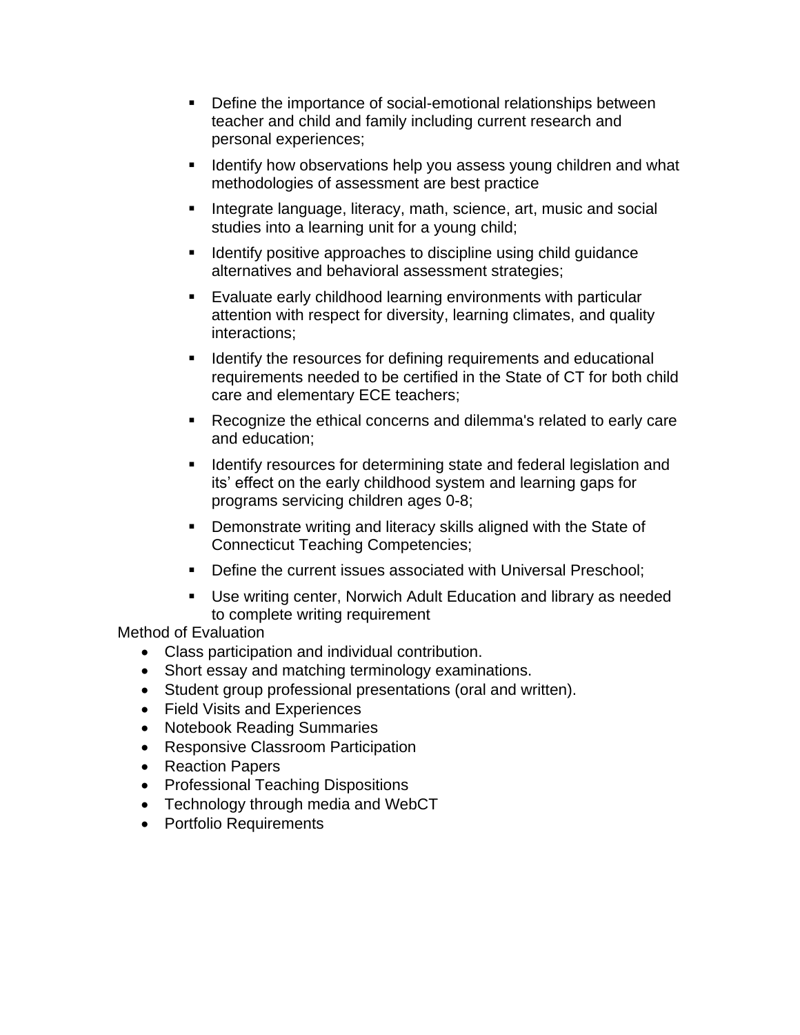- Define the importance of social-emotional relationships between teacher and child and family including current research and personal experiences;
- Identify how observations help you assess young children and what methodologies of assessment are best practice
- Integrate language, literacy, math, science, art, music and social studies into a learning unit for a young child;
- Identify positive approaches to discipline using child guidance alternatives and behavioral assessment strategies;
- Evaluate early childhood learning environments with particular attention with respect for diversity, learning climates, and quality interactions;
- Identify the resources for defining requirements and educational requirements needed to be certified in the State of CT for both child care and elementary ECE teachers;
- Recognize the ethical concerns and dilemma's related to early care and education;
- Identify resources for determining state and federal legislation and its' effect on the early childhood system and learning gaps for programs servicing children ages 0-8;
- Demonstrate writing and literacy skills aligned with the State of Connecticut Teaching Competencies;
- Define the current issues associated with Universal Preschool;
- Use writing center, Norwich Adult Education and library as needed to complete writing requirement

Method of Evaluation

- Class participation and individual contribution.
- Short essay and matching terminology examinations.
- Student group professional presentations (oral and written).
- Field Visits and Experiences
- Notebook Reading Summaries
- Responsive Classroom Participation
- Reaction Papers
- Professional Teaching Dispositions
- Technology through media and WebCT
- Portfolio Requirements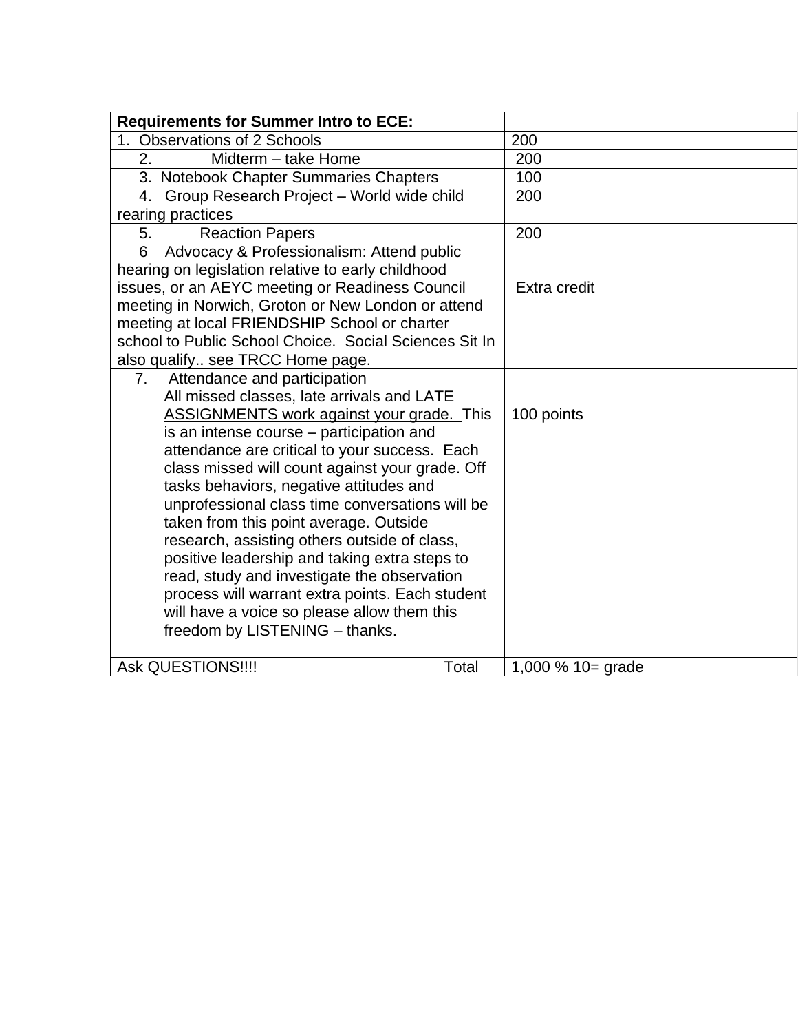| **Requirements for Summer Intro to ECE:** | |
|---|---|
| 1. Observations of 2 Schools | 200 |
| 2. Midterm – take Home | 200 |
| 3. Notebook Chapter Summaries Chapters | 100 |
| 4. Group Research Project – World wide child rearing practices | 200 |
| 5. Reaction Papers | 200 |
| 6 Advocacy & Professionalism: Attend public hearing on legislation relative to early childhood issues, or an AEYC meeting or Readiness Council meeting in Norwich, Groton or New London or attend meeting at local FRIENDSHIP School or charter school to Public School Choice. Social Sciences Sit In also qualify.. see TRCC Home page. | Extra credit |
| 7. Attendance and participation <u>All missed classes, late arrivals and LATE ASSIGNMENTS work against your grade.</u> This is an intense course – participation and attendance are critical to your success. Each class missed will count against your grade. Off tasks behaviors, negative attitudes and unprofessional class time conversations will be taken from this point average. Outside research, assisting others outside of class, positive leadership and taking extra steps to read, study and investigate the observation process will warrant extra points. Each student will have a voice so please allow them this freedom by LISTENING – thanks. | 100 points |
| Ask QUESTIONS!!!! Total | 1,000 % 10= grade |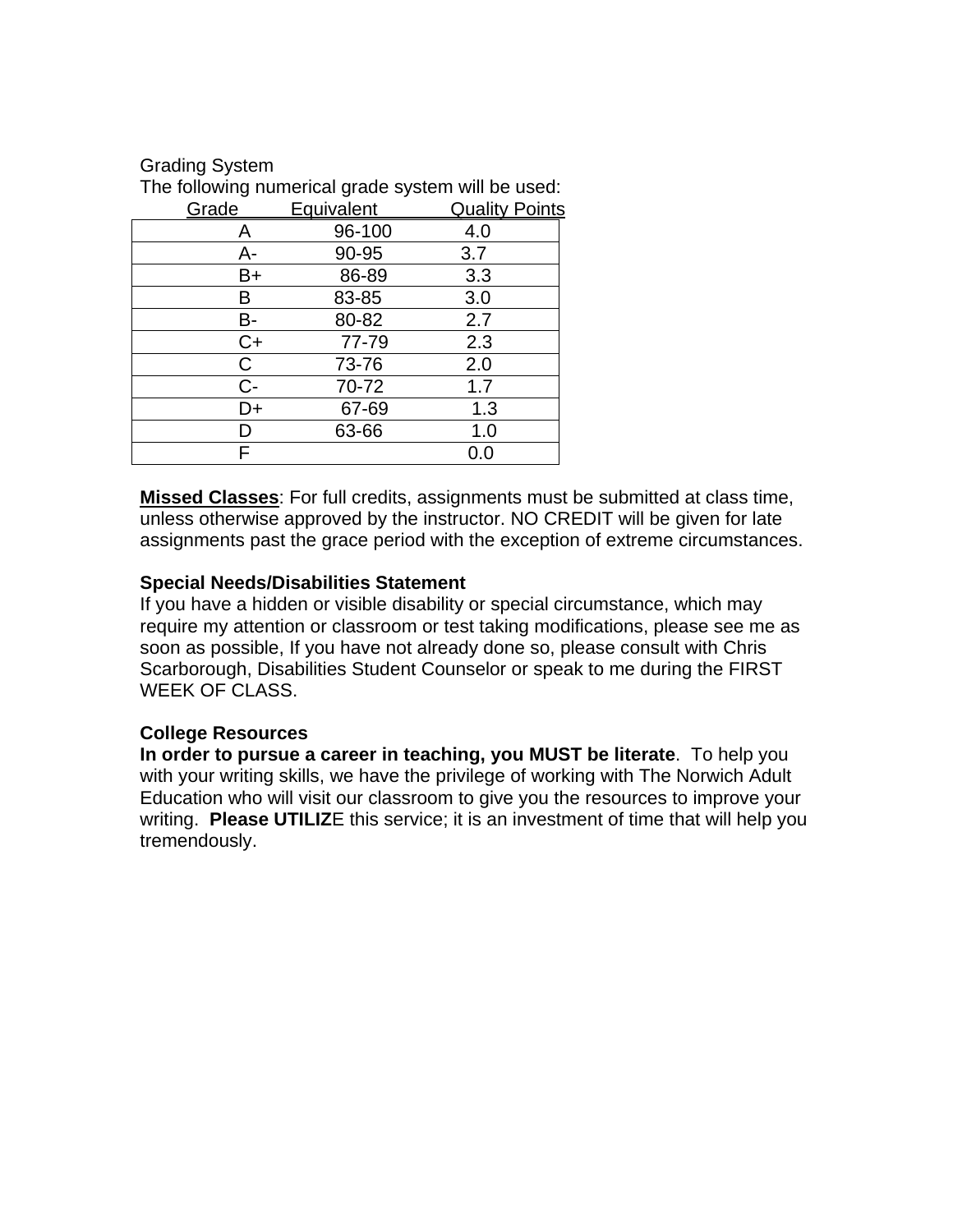Grading System

The following numerical grade system will be used:

| Grade | Equivalent | Quality Points |
| --- | --- | --- |
| A | 96-100 | 4.0 |
| A- | 90-95 | 3.7 |
| B+ | 86-89 | 3.3 |
| B | 83-85 | 3.0 |
| B- | 80-82 | 2.7 |
| C+ | 77-79 | 2.3 |
| C | 73-76 | 2.0 |
| C- | 70-72 | 1.7 |
| D+ | 67-69 | 1.3 |
| D | 63-66 | 1.0 |
| F | | 0.0 |

**Missed Classes**: For full credits, assignments must be submitted at class time, unless otherwise approved by the instructor. NO CREDIT will be given for late assignments past the grace period with the exception of extreme circumstances.

**Special Needs/Disabilities Statement**

If you have a hidden or visible disability or special circumstance, which may require my attention or classroom or test taking modifications, please see me as soon as possible, If you have not already done so, please consult with Chris Scarborough, Disabilities Student Counselor or speak to me during the FIRST WEEK OF CLASS.

**College Resources**

**In order to pursue a career in teaching, you MUST be literate**. To help you with your writing skills, we have the privilege of working with The Norwich Adult Education who will visit our classroom to give you the resources to improve your writing. **Please UTILIZ**E this service; it is an investment of time that will help you tremendously.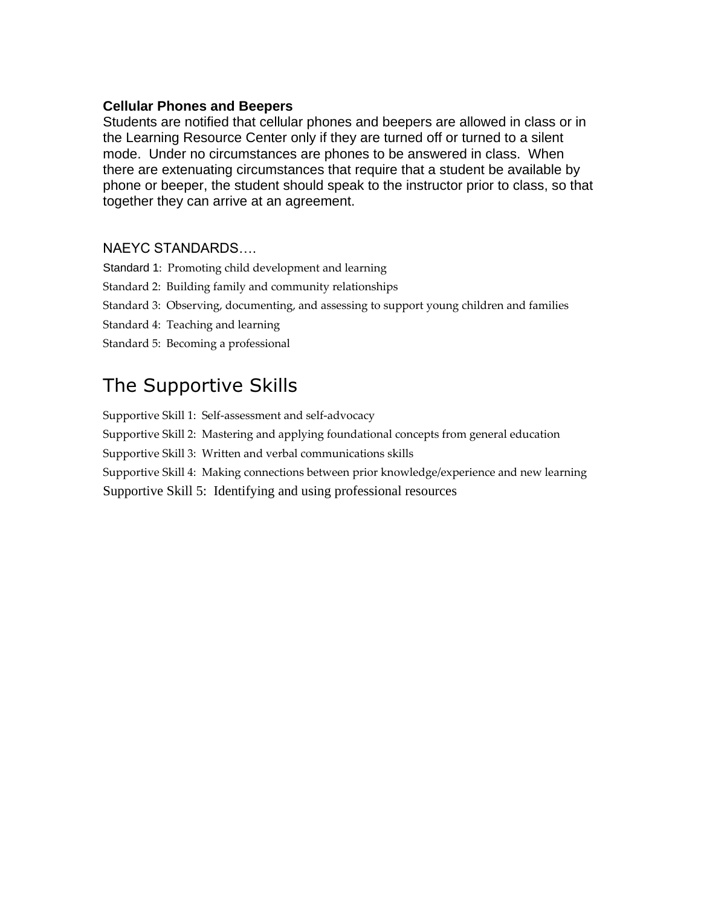**Cellular Phones and Beepers**

Students are notified that cellular phones and beepers are allowed in class or in the Learning Resource Center only if they are turned off or turned to a silent mode. Under no circumstances are phones to be answered in class. When there are extenuating circumstances that require that a student be available by phone or beeper, the student should speak to the instructor prior to class, so that together they can arrive at an agreement.

NAEYC STANDARDS….

Standard 1: Promoting child development and learning

Standard 2: Building family and community relationships

Standard 3: Observing, documenting, and assessing to support young children and families

Standard 4: Teaching and learning

Standard 5: Becoming a professional

## The Supportive Skills

Supportive Skill 1: Self-assessment and self-advocacy

Supportive Skill 2: Mastering and applying foundational concepts from general education

Supportive Skill 3: Written and verbal communications skills

Supportive Skill 4: Making connections between prior knowledge/experience and new learning

Supportive Skill 5: Identifying and using professional resources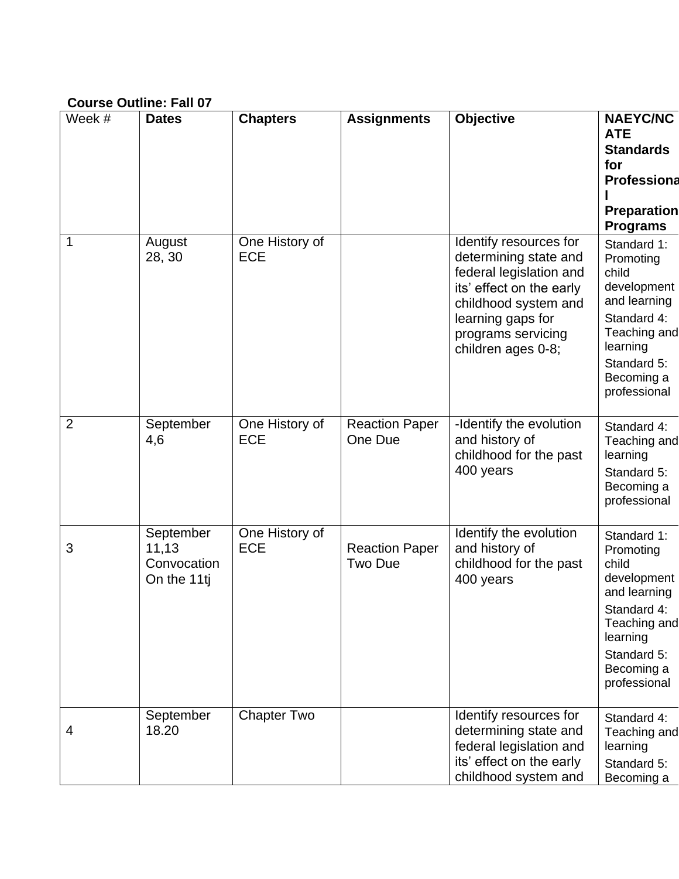**Course Outline: Fall 07**

| Week # | Dates | Chapters | Assignments | Objective | NAEYC/NCATE Standards for Professional Preparation Programs |
|---|---|---|---|---|---|
| 1 | August 28, 30 | One History of ECE | | Identify resources for determining state and federal legislation and its' effect on the early childhood system and learning gaps for programs servicing children ages 0-8; | Standard 1: Promoting child development and learning<br>Standard 4: Teaching and learning<br>Standard 5: Becoming a professional |
| 2 | September 4,6 | One History of ECE | Reaction Paper One Due | -Identify the evolution and history of childhood for the past 400 years | Standard 4: Teaching and learning<br>Standard 5: Becoming a professional |
| 3 | September 11,13 Convocation On the 11tj | One History of ECE | Reaction Paper Two Due | Identify the evolution and history of childhood for the past 400 years | Standard 1: Promoting child development and learning<br>Standard 4: Teaching and learning<br>Standard 5: Becoming a professional |
| 4 | September 18.20 | Chapter Two | | Identify resources for determining state and federal legislation and its' effect on the early childhood system and | Standard 4: Teaching and learning<br>Standard 5: Becoming a |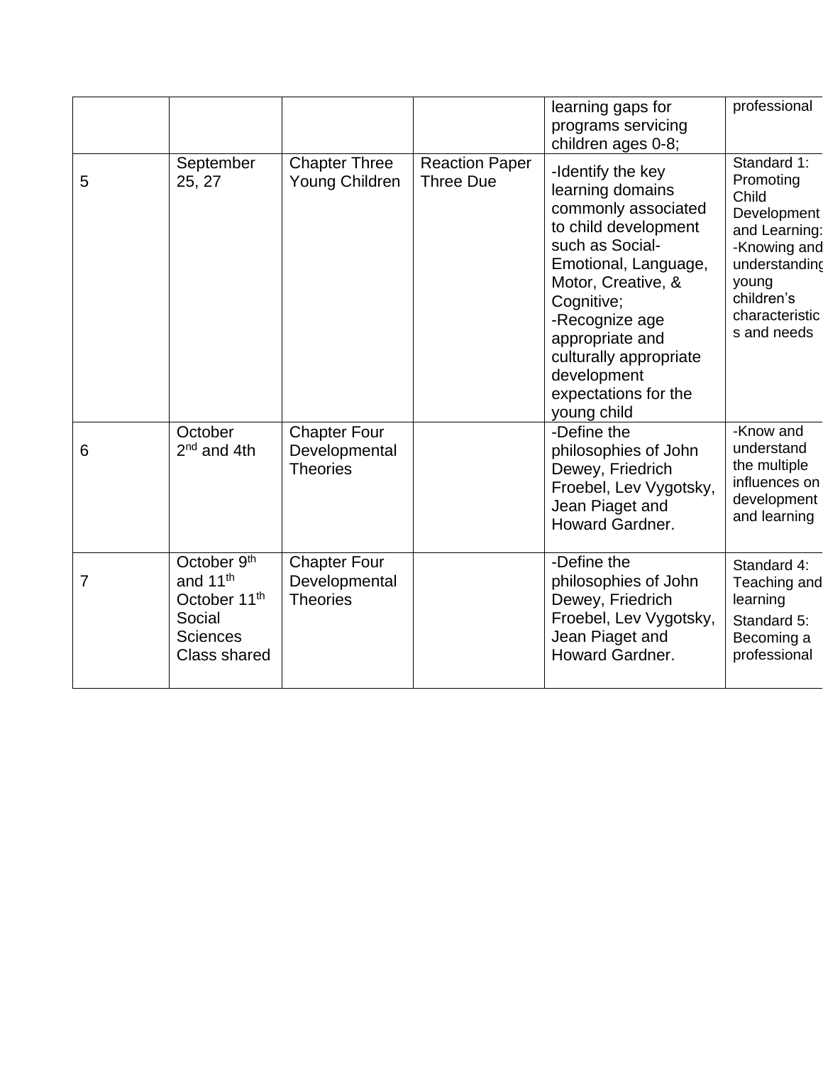| | | | | | |
|---|---|---|---|---|---|
| | | | | learning gaps for programs servicing children ages 0-8; | professional |
| 5 | September 25, 27 | Chapter Three Young Children | Reaction Paper Three Due | -Identify the key learning domains commonly associated to child development such as Social-Emotional, Language, Motor, Creative, & Cognitive;<br>-Recognize age appropriate and culturally appropriate development expectations for the young child | Standard 1: Promoting Child Development and Learning:<br>-Knowing and understanding young children's characteristics and needs |
| 6 | October 2nd and 4th | Chapter Four Developmental Theories | | -Define the philosophies of John Dewey, Friedrich Froebel, Lev Vygotsky, Jean Piaget and Howard Gardner. | -Know and understand the multiple influences on development and learning |
| 7 | October 9th and 11th<br>October 11th Social Sciences Class shared | Chapter Four Developmental Theories | | -Define the philosophies of John Dewey, Friedrich Froebel, Lev Vygotsky, Jean Piaget and Howard Gardner. | Standard 4: Teaching and learning<br>Standard 5: Becoming a professional |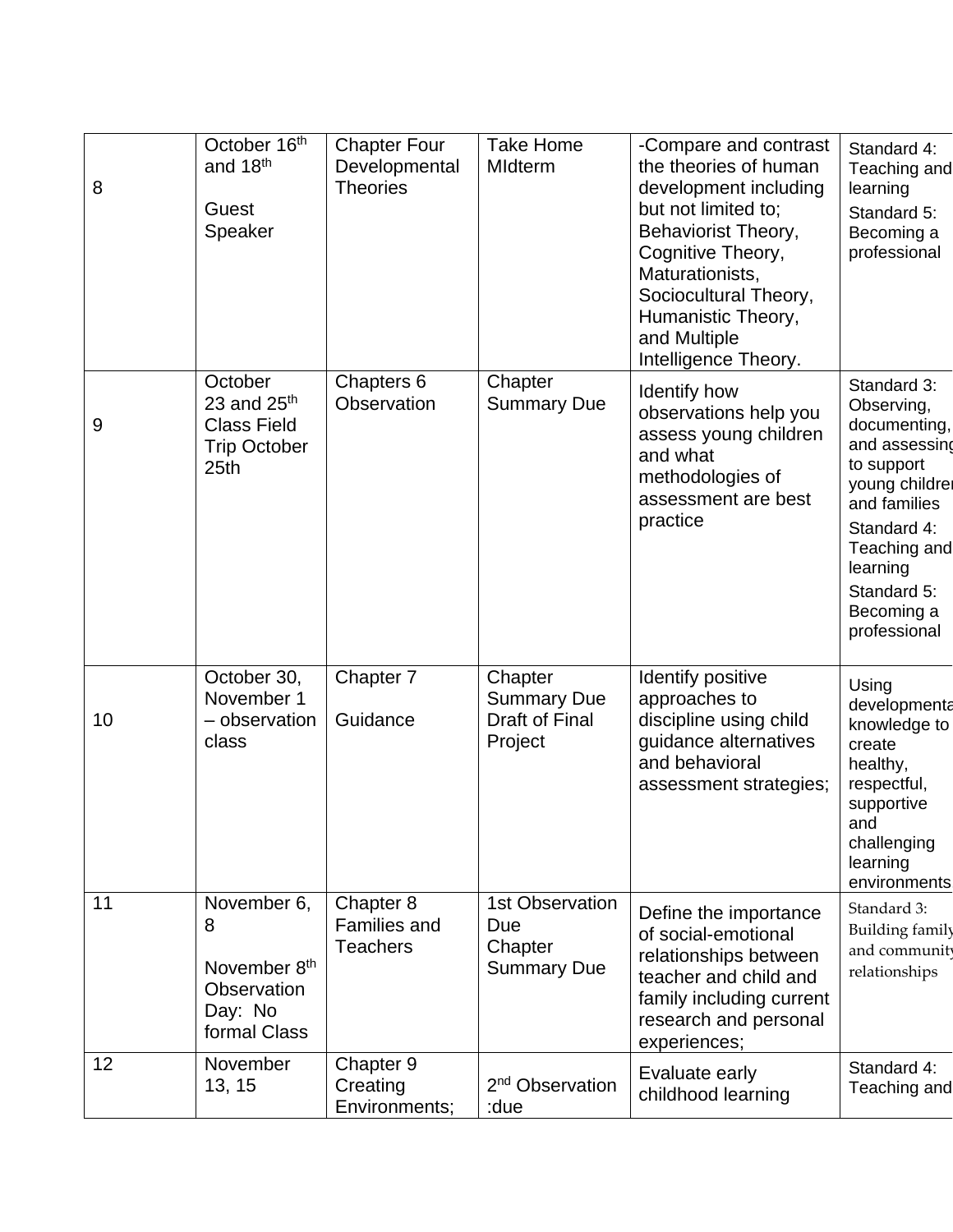| 8 | October 16th and 18th<br><br>Guest Speaker | Chapter Four Developmental Theories | Take Home MIdterm | -Compare and contrast the theories of human development including but not limited to; Behaviorist Theory, Cognitive Theory, Maturationists, Sociocultural Theory, Humanistic Theory, and Multiple Intelligence Theory. | Standard 4: Teaching and learning<br>Standard 5: Becoming a professional |
|---|---|---|---|---|---|
| 9 | October 23 and 25th Class Field Trip October 25th | Chapters 6 Observation | Chapter Summary Due | Identify how observations help you assess young children and what methodologies of assessment are best practice | Standard 3: Observing, documenting, and assessing to support young children and families<br>Standard 4: Teaching and learning<br>Standard 5: Becoming a professional |
| 10 | October 30, November 1 – observation class | Chapter 7<br><br>Guidance | Chapter Summary Due Draft of Final Project | Identify positive approaches to discipline using child guidance alternatives and behavioral assessment strategies; | Using developmental knowledge to create healthy, respectful, supportive and challenging learning environments |
| 11 | November 6, 8<br><br>November 8th Observation Day: No formal Class | Chapter 8 Families and Teachers | 1st Observation Due<br>Chapter Summary Due | Define the importance of social-emotional relationships between teacher and child and family including current research and personal experiences; | Standard 3: Building family and community relationships |
| 12 | November 13, 15 | Chapter 9 Creating Environments; | 2nd Observation :due | Evaluate early childhood learning | Standard 4: Teaching and |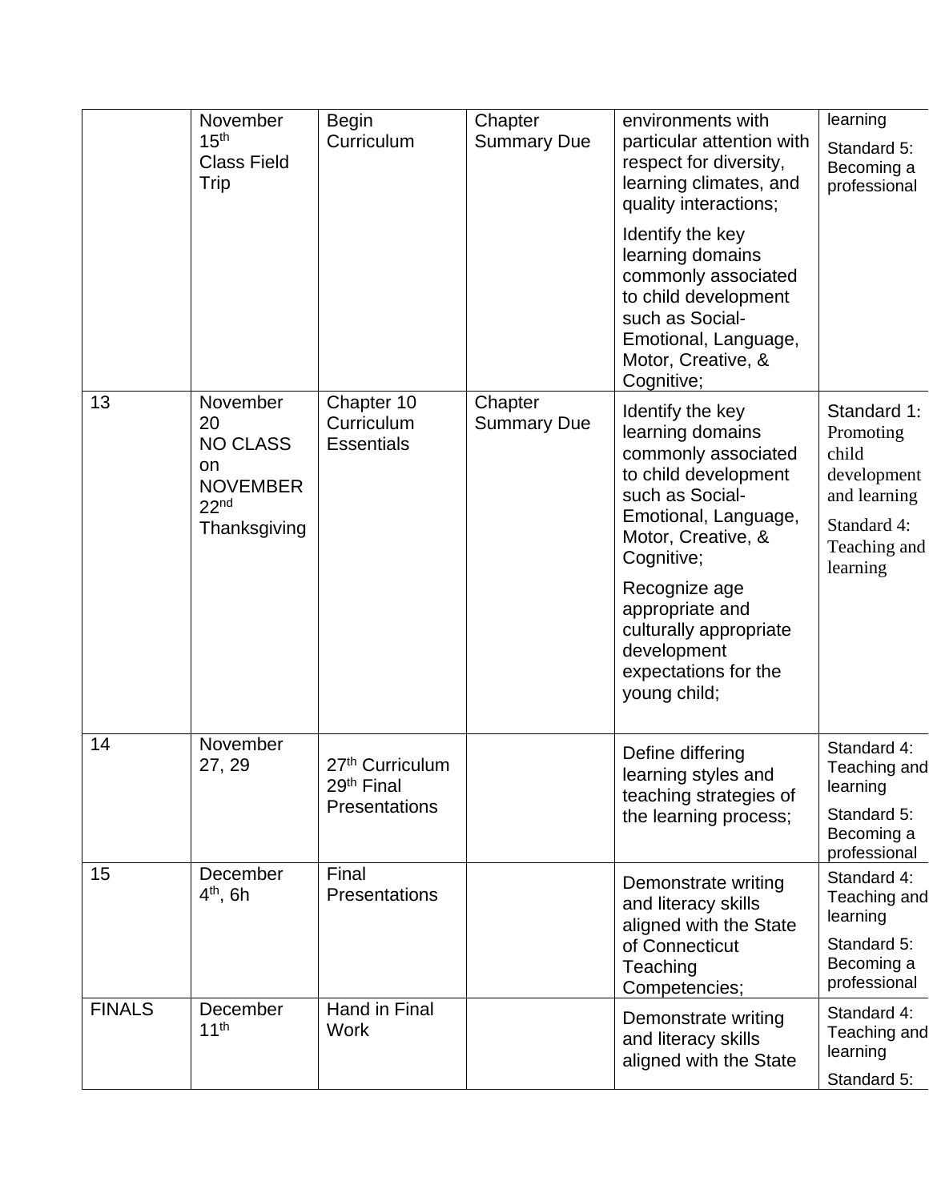|  | November 15th Class Field Trip | Begin Curriculum | Chapter Summary Due | environments with particular attention with respect for diversity, learning climates, and quality interactions;<br><br>Identify the key learning domains commonly associated to child development such as Social-Emotional, Language, Motor, Creative, & Cognitive; | learning<br><br>Standard 5: Becoming a professional |
|---|---|---|---|---|---|
| 13 | November 20 NO CLASS on NOVEMBER 22nd Thanksgiving | Chapter 10 Curriculum Essentials | Chapter Summary Due | Identify the key learning domains commonly associated to child development such as Social-Emotional, Language, Motor, Creative, & Cognitive;<br><br>Recognize age appropriate and culturally appropriate development expectations for the young child; | Standard 1: Promoting child development and learning<br><br>Standard 4: Teaching and learning |
| 14 | November 27, 29 | 27th Curriculum 29th Final Presentations |  | Define differing learning styles and teaching strategies of the learning process; | Standard 4: Teaching and learning<br><br>Standard 5: Becoming a professional |
| 15 | December 4th, 6h | Final Presentations |  | Demonstrate writing and literacy skills aligned with the State of Connecticut Teaching Competencies; | Standard 4: Teaching and learning<br><br>Standard 5: Becoming a professional |
| FINALS | December 11th | Hand in Final Work |  | Demonstrate writing and literacy skills aligned with the State | Standard 4: Teaching and learning<br><br>Standard 5: |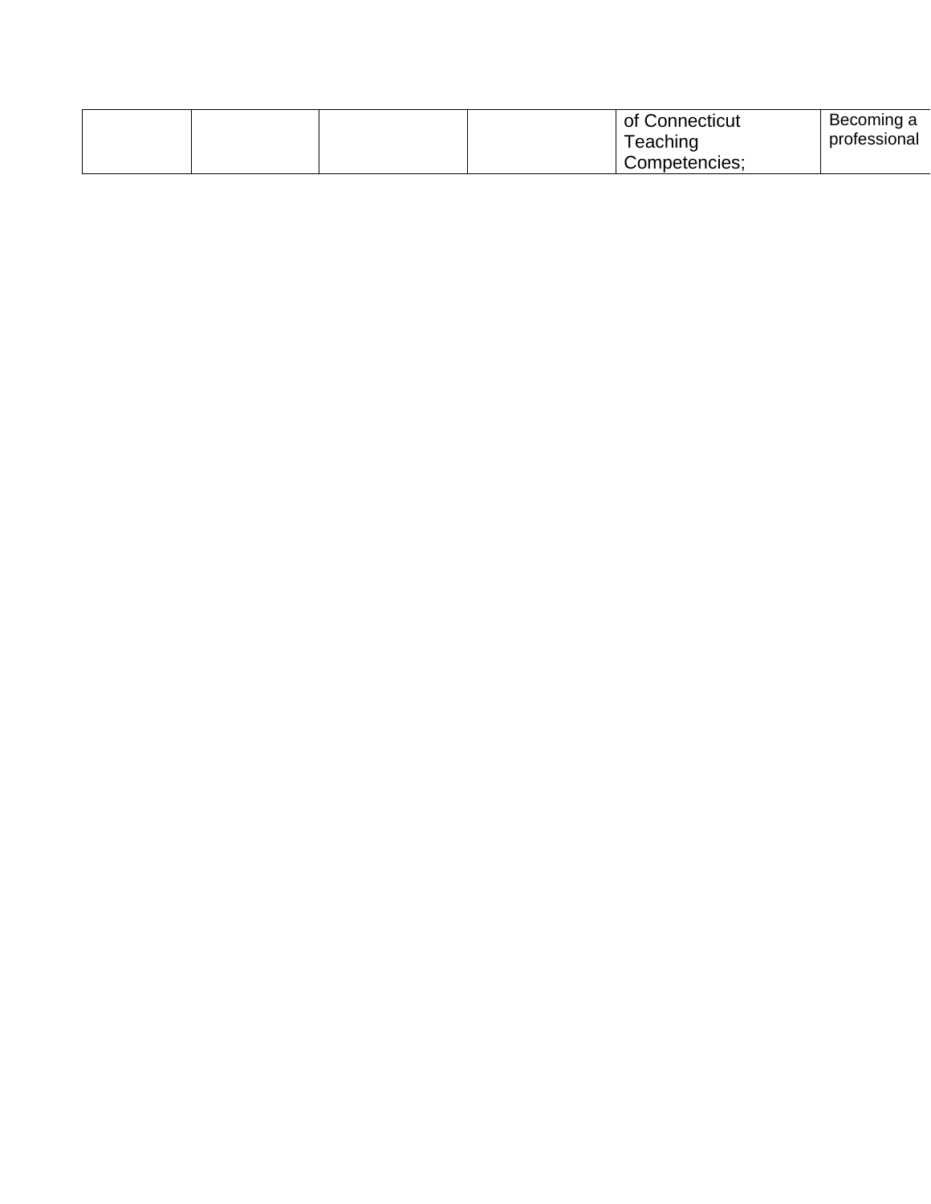|  |  |  |  | of Connecticut Teaching Competencies; | Becoming a professional |
|---|---|---|---|---|---|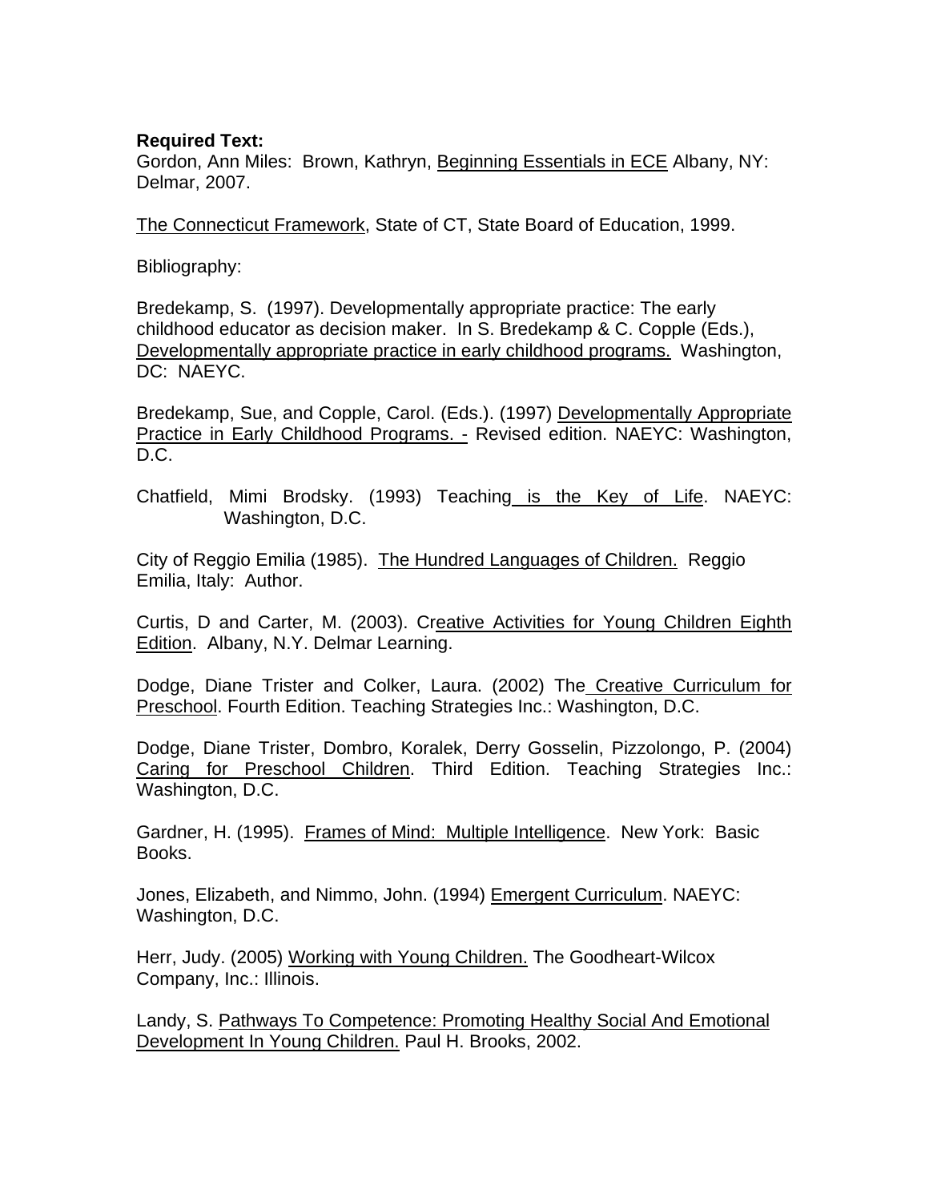**Required Text:**
Gordon, Ann Miles: Brown, Kathryn, Beginning Essentials in ECE Albany, NY: Delmar, 2007.

The Connecticut Framework, State of CT, State Board of Education, 1999.

Bibliography:

Bredekamp, S. (1997). Developmentally appropriate practice: The early childhood educator as decision maker. In S. Bredekamp & C. Copple (Eds.), Developmentally appropriate practice in early childhood programs. Washington, DC: NAEYC.

Bredekamp, Sue, and Copple, Carol. (Eds.). (1997) Developmentally Appropriate Practice in Early Childhood Programs. - Revised edition. NAEYC: Washington, D.C.

Chatfield, Mimi Brodsky. (1993) Teaching is the Key of Life. NAEYC: Washington, D.C.

City of Reggio Emilia (1985). The Hundred Languages of Children. Reggio Emilia, Italy: Author.

Curtis, D and Carter, M. (2003). Creative Activities for Young Children Eighth Edition. Albany, N.Y. Delmar Learning.

Dodge, Diane Trister and Colker, Laura. (2002) The Creative Curriculum for Preschool. Fourth Edition. Teaching Strategies Inc.: Washington, D.C.

Dodge, Diane Trister, Dombro, Koralek, Derry Gosselin, Pizzolongo, P. (2004) Caring for Preschool Children. Third Edition. Teaching Strategies Inc.: Washington, D.C.

Gardner, H. (1995). Frames of Mind: Multiple Intelligence. New York: Basic Books.

Jones, Elizabeth, and Nimmo, John. (1994) Emergent Curriculum. NAEYC: Washington, D.C.

Herr, Judy. (2005) Working with Young Children. The Goodheart-Wilcox Company, Inc.: Illinois.

Landy, S. Pathways To Competence: Promoting Healthy Social And Emotional Development In Young Children. Paul H. Brooks, 2002.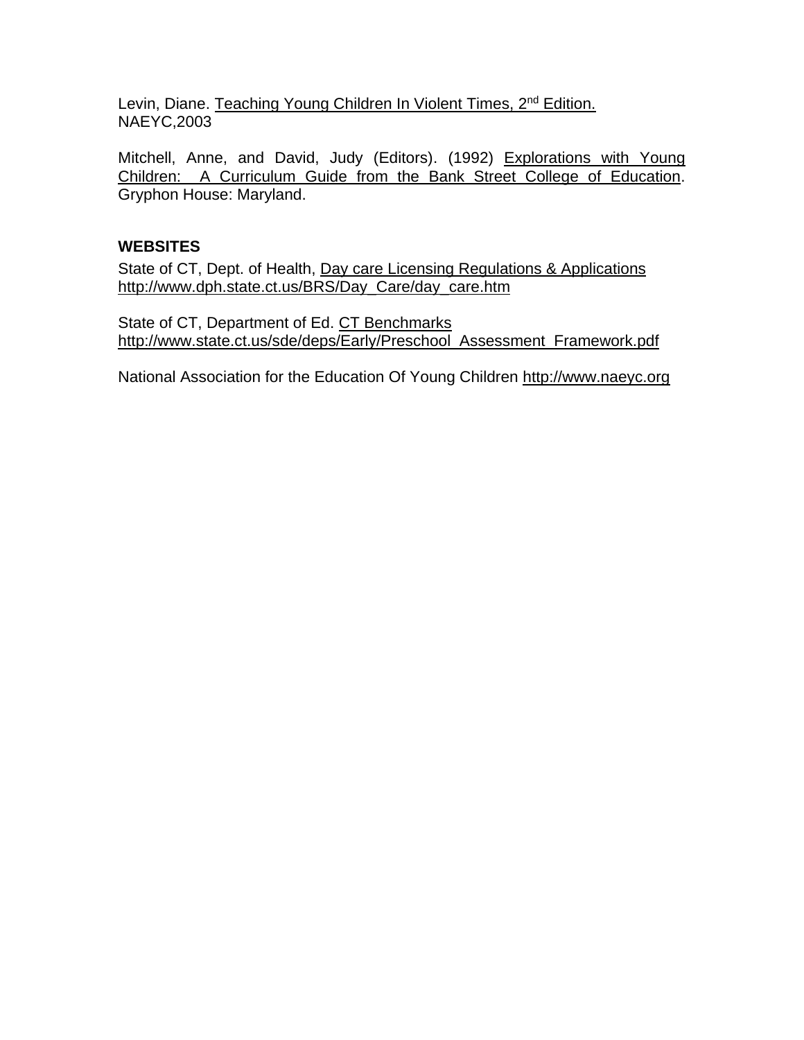Levin, Diane. Teaching Young Children In Violent Times, 2nd Edition. NAEYC,2003

Mitchell, Anne, and David, Judy (Editors). (1992) Explorations with Young Children: A Curriculum Guide from the Bank Street College of Education. Gryphon House: Maryland.

**WEBSITES**

State of CT, Dept. of Health, Day care Licensing Regulations & Applications http://www.dph.state.ct.us/BRS/Day_Care/day_care.htm

State of CT, Department of Ed. CT Benchmarks http://www.state.ct.us/sde/deps/Early/Preschool_Assessment_Framework.pdf

National Association for the Education Of Young Children http://www.naeyc.org